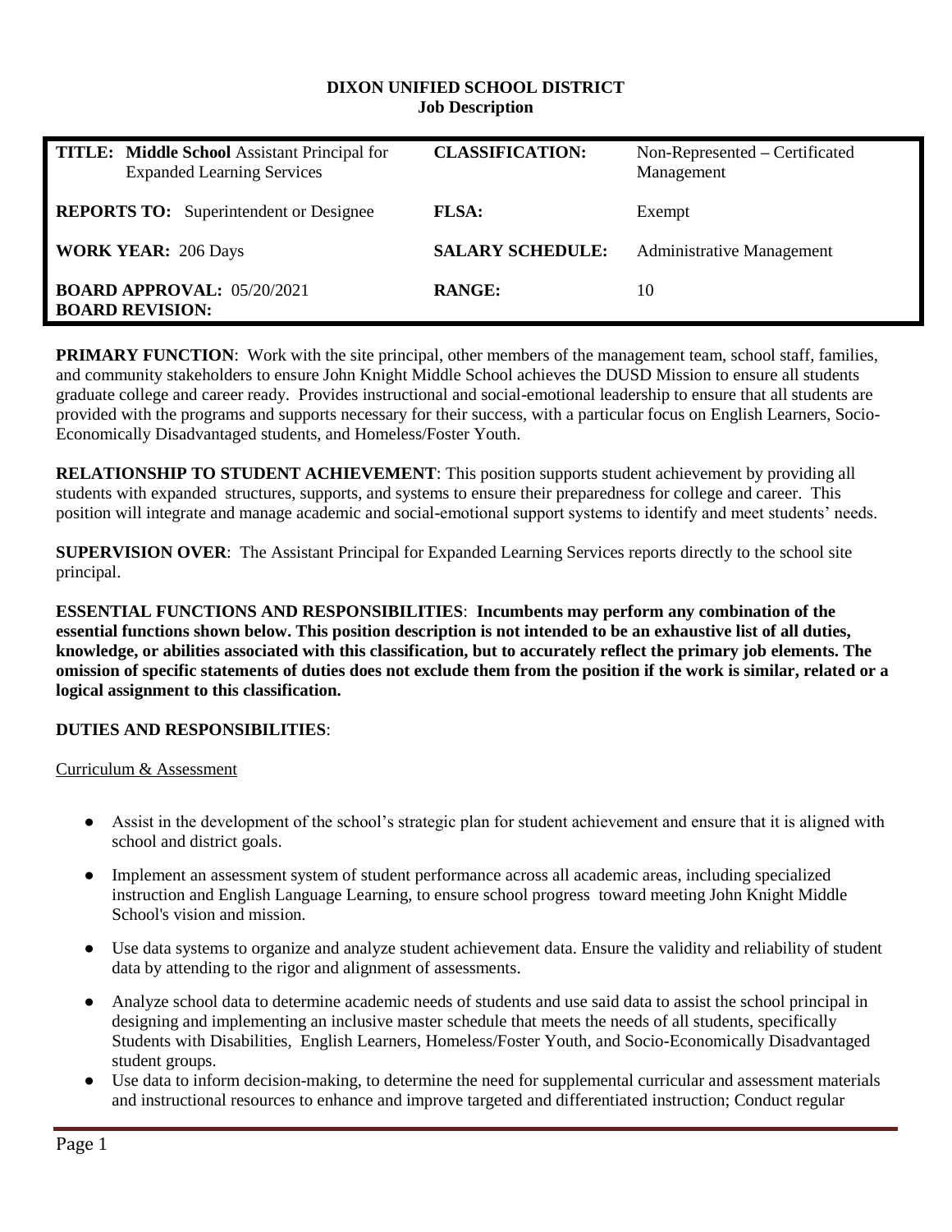# DIXON UNIFIED SCHOOL DISTRICT
## Job Description

| | | |
|---|---|---|
| **TITLE:** **Middle School** Assistant Principal for Expanded Learning Services | **CLASSIFICATION:** | Non-Represented – Certificated Management |
| **REPORTS TO:** Superintendent or Designee | **FLSA:** | Exempt |
| **WORK YEAR:** 206 Days | **SALARY SCHEDULE:** | Administrative Management |
| **BOARD APPROVAL:** 05/20/2021<br>**BOARD REVISION:** | **RANGE:** | 10 |

**PRIMARY FUNCTION**: Work with the site principal, other members of the management team, school staff, families, and community stakeholders to ensure John Knight Middle School achieves the DUSD Mission to ensure all students graduate college and career ready. Provides instructional and social-emotional leadership to ensure that all students are provided with the programs and supports necessary for their success, with a particular focus on English Learners, Socio-Economically Disadvantaged students, and Homeless/Foster Youth.

**RELATIONSHIP TO STUDENT ACHIEVEMENT**: This position supports student achievement by providing all students with expanded structures, supports, and systems to ensure their preparedness for college and career. This position will integrate and manage academic and social-emotional support systems to identify and meet students' needs.

**SUPERVISION OVER**: The Assistant Principal for Expanded Learning Services reports directly to the school site principal.

**ESSENTIAL FUNCTIONS AND RESPONSIBILITIES**: **Incumbents may perform any combination of the essential functions shown below. This position description is not intended to be an exhaustive list of all duties, knowledge, or abilities associated with this classification, but to accurately reflect the primary job elements. The omission of specific statements of duties does not exclude them from the position if the work is similar, related or a logical assignment to this classification.**

**DUTIES AND RESPONSIBILITIES**:

Curriculum & Assessment

- Assist in the development of the school's strategic plan for student achievement and ensure that it is aligned with school and district goals.
- Implement an assessment system of student performance across all academic areas, including specialized instruction and English Language Learning, to ensure school progress toward meeting John Knight Middle School's vision and mission.
- Use data systems to organize and analyze student achievement data. Ensure the validity and reliability of student data by attending to the rigor and alignment of assessments.
- Analyze school data to determine academic needs of students and use said data to assist the school principal in designing and implementing an inclusive master schedule that meets the needs of all students, specifically Students with Disabilities, English Learners, Homeless/Foster Youth, and Socio-Economically Disadvantaged student groups.
- Use data to inform decision-making, to determine the need for supplemental curricular and assessment materials and instructional resources to enhance and improve targeted and differentiated instruction; Conduct regular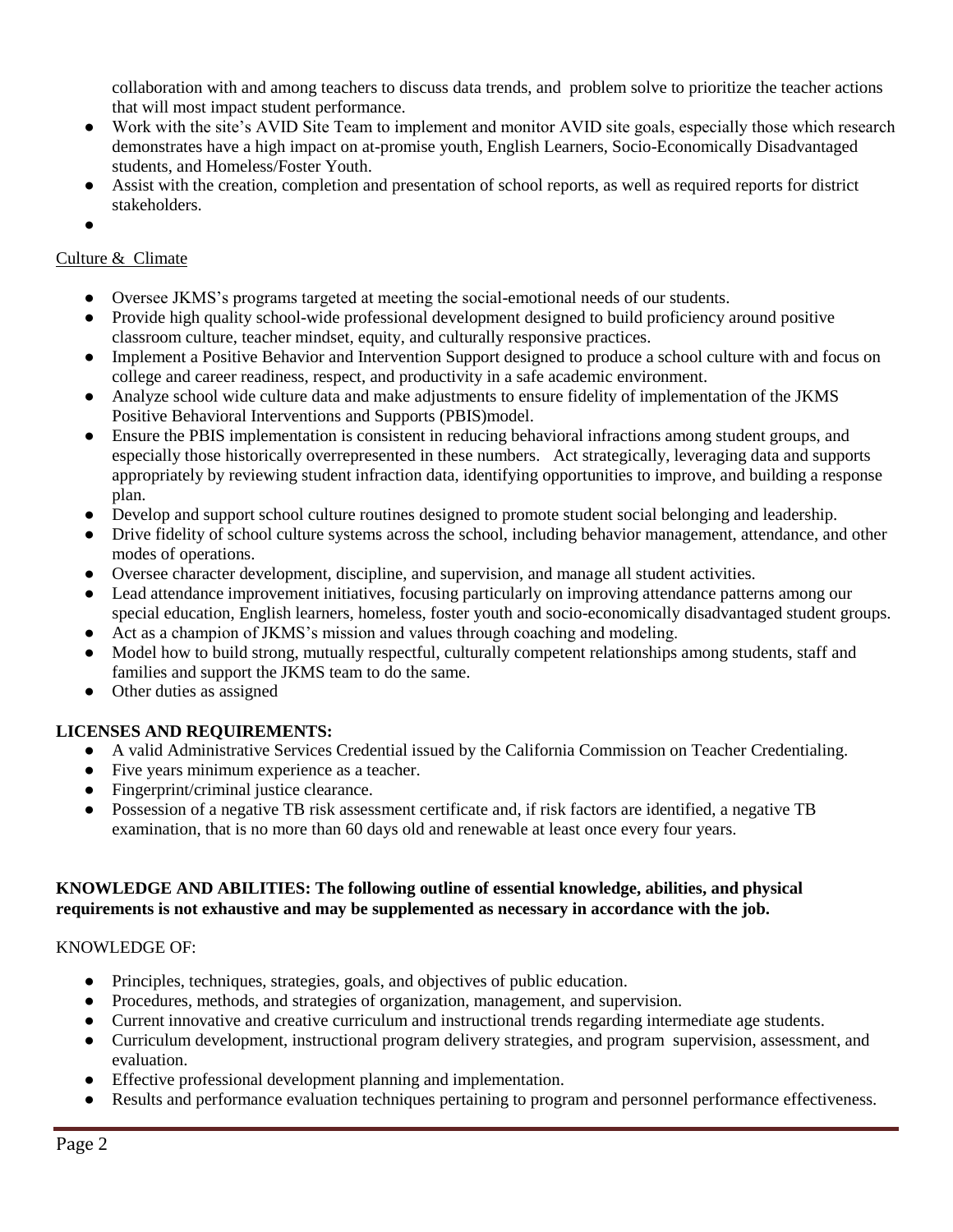collaboration with and among teachers to discuss data trends, and problem solve to prioritize the teacher actions that will most impact student performance.

- Work with the site's AVID Site Team to implement and monitor AVID site goals, especially those which research demonstrates have a high impact on at-promise youth, English Learners, Socio-Economically Disadvantaged students, and Homeless/Foster Youth.
- Assist with the creation, completion and presentation of school reports, as well as required reports for district stakeholders.
- 

Culture & Climate

- Oversee JKMS's programs targeted at meeting the social-emotional needs of our students.
- Provide high quality school-wide professional development designed to build proficiency around positive classroom culture, teacher mindset, equity, and culturally responsive practices.
- Implement a Positive Behavior and Intervention Support designed to produce a school culture with and focus on college and career readiness, respect, and productivity in a safe academic environment.
- Analyze school wide culture data and make adjustments to ensure fidelity of implementation of the JKMS Positive Behavioral Interventions and Supports (PBIS)model.
- Ensure the PBIS implementation is consistent in reducing behavioral infractions among student groups, and especially those historically overrepresented in these numbers. Act strategically, leveraging data and supports appropriately by reviewing student infraction data, identifying opportunities to improve, and building a response plan.
- Develop and support school culture routines designed to promote student social belonging and leadership.
- Drive fidelity of school culture systems across the school, including behavior management, attendance, and other modes of operations.
- Oversee character development, discipline, and supervision, and manage all student activities.
- Lead attendance improvement initiatives, focusing particularly on improving attendance patterns among our special education, English learners, homeless, foster youth and socio-economically disadvantaged student groups.
- Act as a champion of JKMS's mission and values through coaching and modeling.
- Model how to build strong, mutually respectful, culturally competent relationships among students, staff and families and support the JKMS team to do the same.
- Other duties as assigned

**LICENSES AND REQUIREMENTS:**

- A valid Administrative Services Credential issued by the California Commission on Teacher Credentialing.
- Five years minimum experience as a teacher.
- Fingerprint/criminal justice clearance.
- Possession of a negative TB risk assessment certificate and, if risk factors are identified, a negative TB examination, that is no more than 60 days old and renewable at least once every four years.

**KNOWLEDGE AND ABILITIES: The following outline of essential knowledge, abilities, and physical requirements is not exhaustive and may be supplemented as necessary in accordance with the job.**

KNOWLEDGE OF:

- Principles, techniques, strategies, goals, and objectives of public education.
- Procedures, methods, and strategies of organization, management, and supervision.
- Current innovative and creative curriculum and instructional trends regarding intermediate age students.
- Curriculum development, instructional program delivery strategies, and program supervision, assessment, and evaluation.
- Effective professional development planning and implementation.
- Results and performance evaluation techniques pertaining to program and personnel performance effectiveness.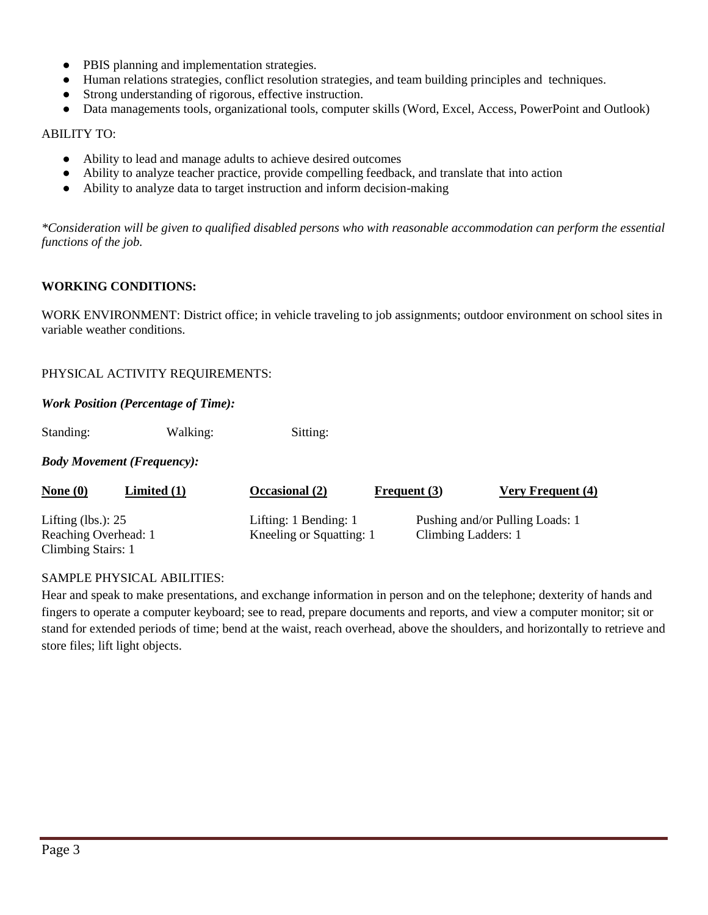- PBIS planning and implementation strategies.
- Human relations strategies, conflict resolution strategies, and team building principles and techniques.
- Strong understanding of rigorous, effective instruction.
- Data managements tools, organizational tools, computer skills (Word, Excel, Access, PowerPoint and Outlook)

ABILITY TO:

- Ability to lead and manage adults to achieve desired outcomes
- Ability to analyze teacher practice, provide compelling feedback, and translate that into action
- Ability to analyze data to target instruction and inform decision-making

*\*Consideration will be given to qualified disabled persons who with reasonable accommodation can perform the essential functions of the job.*

**WORKING CONDITIONS:**

WORK ENVIRONMENT: District office; in vehicle traveling to job assignments; outdoor environment on school sites in variable weather conditions.

PHYSICAL ACTIVITY REQUIREMENTS:

***Work Position (Percentage of Time):***

Standing: Walking: Sitting:

***Body Movement (Frequency):***

| **None (0)** | **Limited (1)** | **Occasional (2)** | **Frequent (3)** | **Very Frequent (4)** |
|---|---|---|---|---|

Lifting (lbs.): 25
Lifting: 1 Bending: 1
Pushing and/or Pulling Loads: 1
Reaching Overhead: 1
Kneeling or Squatting: 1
Climbing Ladders: 1
Climbing Stairs: 1

SAMPLE PHYSICAL ABILITIES:
Hear and speak to make presentations, and exchange information in person and on the telephone; dexterity of hands and fingers to operate a computer keyboard; see to read, prepare documents and reports, and view a computer monitor; sit or stand for extended periods of time; bend at the waist, reach overhead, above the shoulders, and horizontally to retrieve and store files; lift light objects.